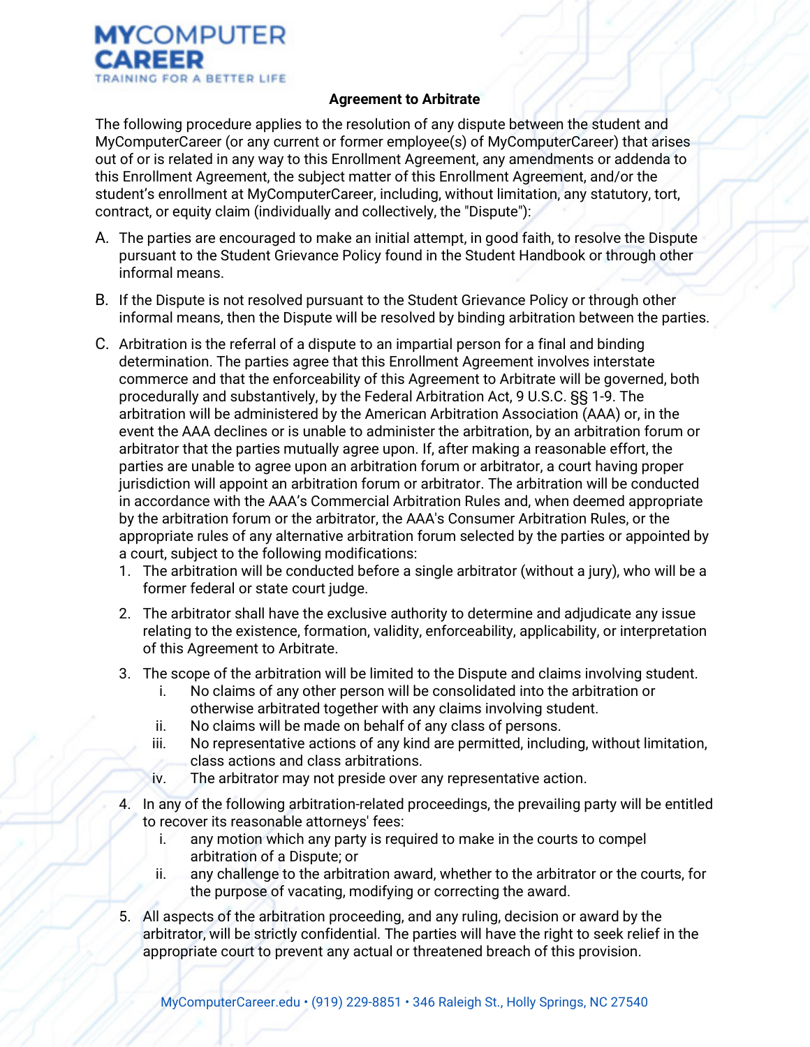# MYCOMPUTER CAREER

TRAINING FOR A BETTER LIFE

## Agreement to Arbitrate

The following procedure applies to the resolution of any dispute between the student and MyComputerCareer (or any current or former employee(s) of MyComputerCareer) that arises out of or is related in any way to this Enrollment Agreement, any amendments or addenda to this Enrollment Agreement, the subject matter of this Enrollment Agreement, and/or the student's enrollment at MyComputerCareer, including, without limitation, any statutory, tort, contract, or equity claim (individually and collectively, the "Dispute"):

A. The parties are encouraged to make an initial attempt, in good faith, to resolve the Dispute pursuant to the Student Grievance Policy found in the Student Handbook or through other informal means.

B. If the Dispute is not resolved pursuant to the Student Grievance Policy or through other informal means, then the Dispute will be resolved by binding arbitration between the parties.

C. Arbitration is the referral of a dispute to an impartial person for a final and binding determination. The parties agree that this Enrollment Agreement involves interstate commerce and that the enforceability of this Agreement to Arbitrate will be governed, both procedurally and substantively, by the Federal Arbitration Act, 9 U.S.C. §§ 1-9. The arbitration will be administered by the American Arbitration Association (AAA) or, in the event the AAA declines or is unable to administer the arbitration, by an arbitration forum or arbitrator that the parties mutually agree upon. If, after making a reasonable effort, the parties are unable to agree upon an arbitration forum or arbitrator, a court having proper jurisdiction will appoint an arbitration forum or arbitrator. The arbitration will be conducted in accordance with the AAA's Commercial Arbitration Rules and, when deemed appropriate by the arbitration forum or the arbitrator, the AAA's Consumer Arbitration Rules, or the appropriate rules of any alternative arbitration forum selected by the parties or appointed by a court, subject to the following modifications:

   1. The arbitration will be conducted before a single arbitrator (without a jury), who will be a former federal or state court judge.

   2. The arbitrator shall have the exclusive authority to determine and adjudicate any issue relating to the existence, formation, validity, enforceability, applicability, or interpretation of this Agreement to Arbitrate.

   3. The scope of the arbitration will be limited to the Dispute and claims involving student.
      i. No claims of any other person will be consolidated into the arbitration or otherwise arbitrated together with any claims involving student.
      ii. No claims will be made on behalf of any class of persons.
      iii. No representative actions of any kind are permitted, including, without limitation, class actions and class arbitrations.
      iv. The arbitrator may not preside over any representative action.

   4. In any of the following arbitration-related proceedings, the prevailing party will be entitled to recover its reasonable attorneys' fees:
      i. any motion which any party is required to make in the courts to compel arbitration of a Dispute; or
      ii. any challenge to the arbitration award, whether to the arbitrator or the courts, for the purpose of vacating, modifying or correcting the award.

   5. All aspects of the arbitration proceeding, and any ruling, decision or award by the arbitrator, will be strictly confidential. The parties will have the right to seek relief in the appropriate court to prevent any actual or threatened breach of this provision.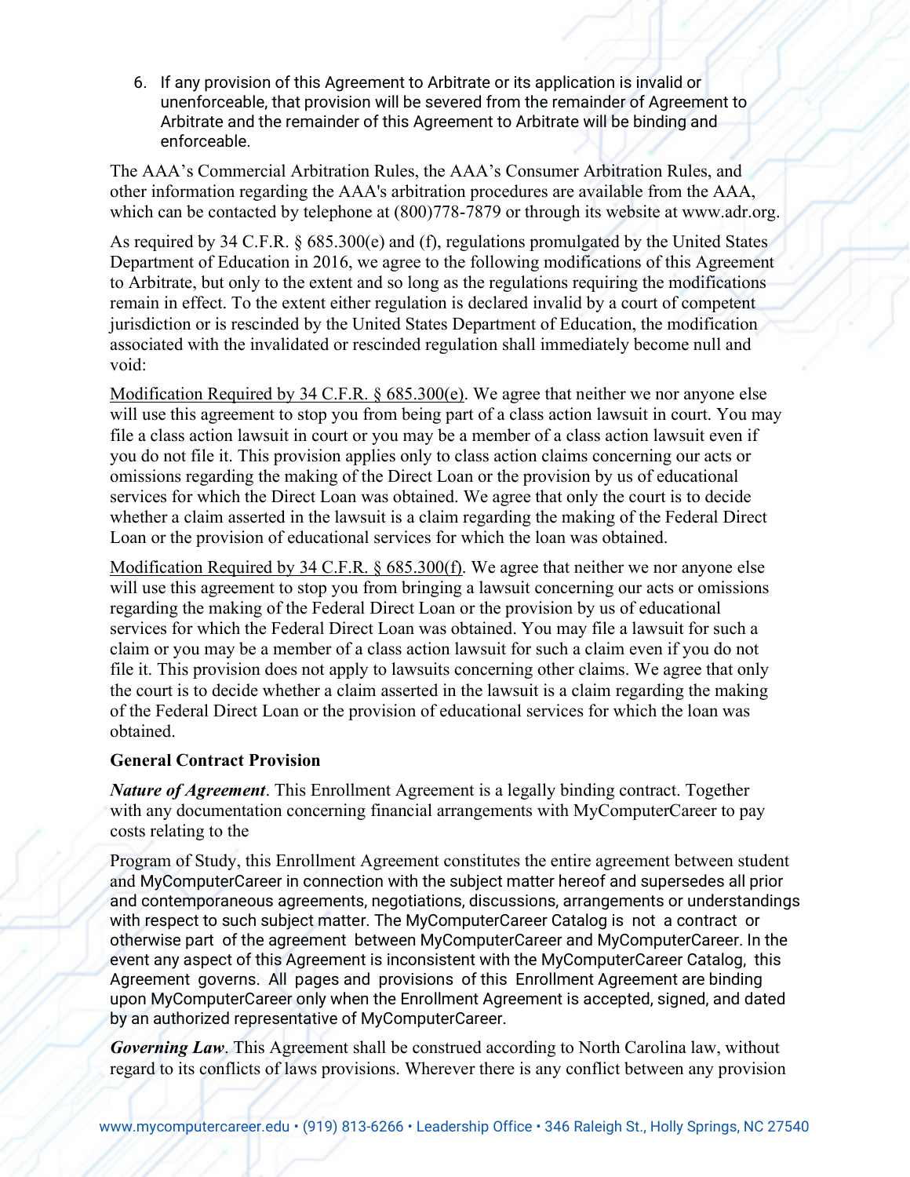6. If any provision of this Agreement to Arbitrate or its application is invalid or unenforceable, that provision will be severed from the remainder of Agreement to Arbitrate and the remainder of this Agreement to Arbitrate will be binding and enforceable.

The AAA's Commercial Arbitration Rules, the AAA's Consumer Arbitration Rules, and other information regarding the AAA's arbitration procedures are available from the AAA, which can be contacted by telephone at (800)778-7879 or through its website at www.adr.org.

As required by 34 C.F.R. § 685.300(e) and (f), regulations promulgated by the United States Department of Education in 2016, we agree to the following modifications of this Agreement to Arbitrate, but only to the extent and so long as the regulations requiring the modifications remain in effect. To the extent either regulation is declared invalid by a court of competent jurisdiction or is rescinded by the United States Department of Education, the modification associated with the invalidated or rescinded regulation shall immediately become null and void:

<u>Modification Required by 34 C.F.R. § 685.300(e)</u>. We agree that neither we nor anyone else will use this agreement to stop you from being part of a class action lawsuit in court. You may file a class action lawsuit in court or you may be a member of a class action lawsuit even if you do not file it. This provision applies only to class action claims concerning our acts or omissions regarding the making of the Direct Loan or the provision by us of educational services for which the Direct Loan was obtained. We agree that only the court is to decide whether a claim asserted in the lawsuit is a claim regarding the making of the Federal Direct Loan or the provision of educational services for which the loan was obtained.

<u>Modification Required by 34 C.F.R. § 685.300(f)</u>. We agree that neither we nor anyone else will use this agreement to stop you from bringing a lawsuit concerning our acts or omissions regarding the making of the Federal Direct Loan or the provision by us of educational services for which the Federal Direct Loan was obtained. You may file a lawsuit for such a claim or you may be a member of a class action lawsuit for such a claim even if you do not file it. This provision does not apply to lawsuits concerning other claims. We agree that only the court is to decide whether a claim asserted in the lawsuit is a claim regarding the making of the Federal Direct Loan or the provision of educational services for which the loan was obtained.

**General Contract Provision**

***Nature of Agreement***. This Enrollment Agreement is a legally binding contract. Together with any documentation concerning financial arrangements with MyComputerCareer to pay costs relating to the

Program of Study, this Enrollment Agreement constitutes the entire agreement between student and MyComputerCareer in connection with the subject matter hereof and supersedes all prior and contemporaneous agreements, negotiations, discussions, arrangements or understandings with respect to such subject matter. The MyComputerCareer Catalog is not a contract or otherwise part of the agreement between MyComputerCareer and MyComputerCareer. In the event any aspect of this Agreement is inconsistent with the MyComputerCareer Catalog, this Agreement governs. All pages and provisions of this Enrollment Agreement are binding upon MyComputerCareer only when the Enrollment Agreement is accepted, signed, and dated by an authorized representative of MyComputerCareer.

***Governing Law***. This Agreement shall be construed according to North Carolina law, without regard to its conflicts of laws provisions. Wherever there is any conflict between any provision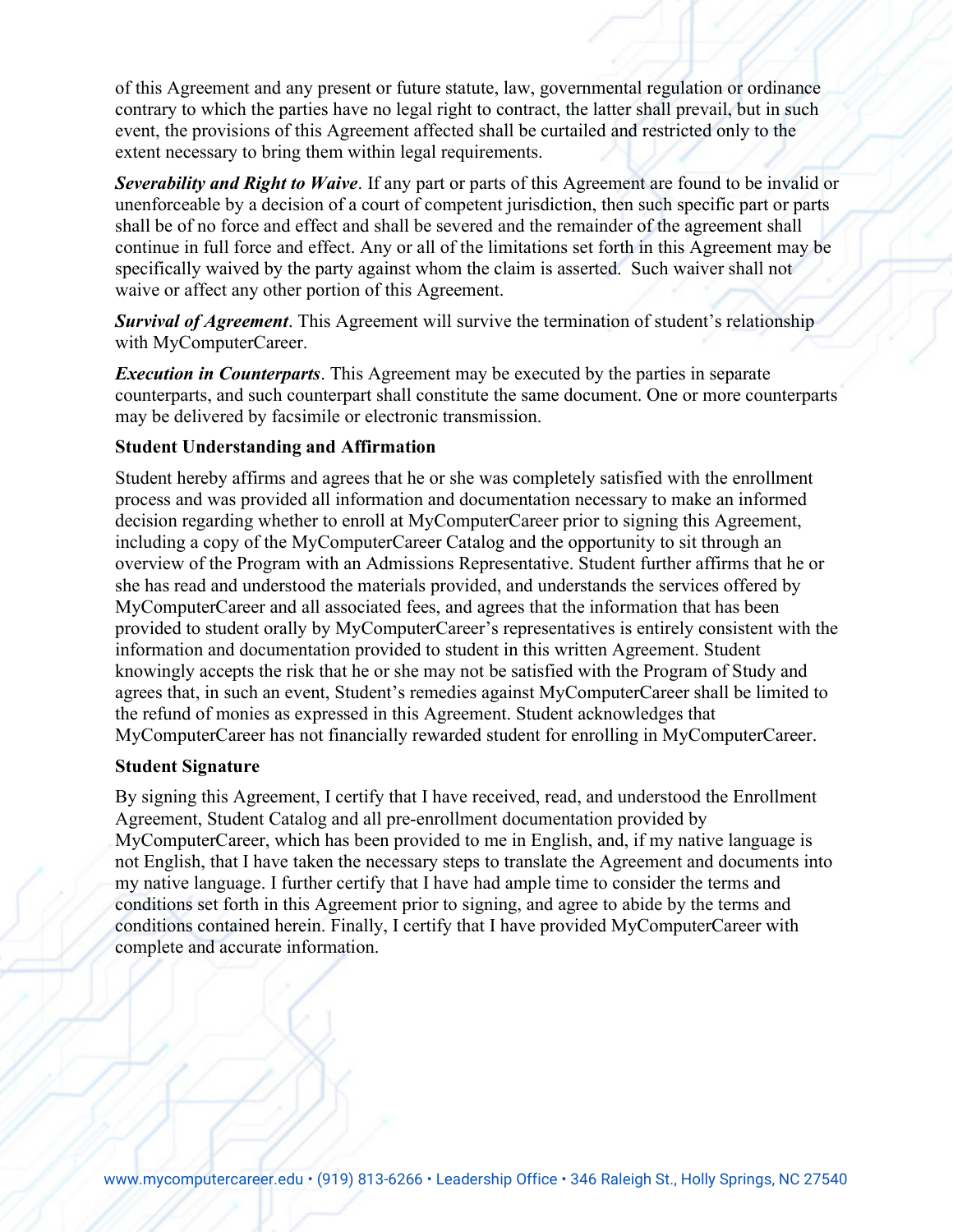of this Agreement and any present or future statute, law, governmental regulation or ordinance contrary to which the parties have no legal right to contract, the latter shall prevail, but in such event, the provisions of this Agreement affected shall be curtailed and restricted only to the extent necessary to bring them within legal requirements.

***Severability and Right to Waive***. If any part or parts of this Agreement are found to be invalid or unenforceable by a decision of a court of competent jurisdiction, then such specific part or parts shall be of no force and effect and shall be severed and the remainder of the agreement shall continue in full force and effect. Any or all of the limitations set forth in this Agreement may be specifically waived by the party against whom the claim is asserted. Such waiver shall not waive or affect any other portion of this Agreement.

***Survival of Agreement***. This Agreement will survive the termination of student's relationship with MyComputerCareer.

***Execution in Counterparts***. This Agreement may be executed by the parties in separate counterparts, and such counterpart shall constitute the same document. One or more counterparts may be delivered by facsimile or electronic transmission.

**Student Understanding and Affirmation**

Student hereby affirms and agrees that he or she was completely satisfied with the enrollment process and was provided all information and documentation necessary to make an informed decision regarding whether to enroll at MyComputerCareer prior to signing this Agreement, including a copy of the MyComputerCareer Catalog and the opportunity to sit through an overview of the Program with an Admissions Representative. Student further affirms that he or she has read and understood the materials provided, and understands the services offered by MyComputerCareer and all associated fees, and agrees that the information that has been provided to student orally by MyComputerCareer's representatives is entirely consistent with the information and documentation provided to student in this written Agreement. Student knowingly accepts the risk that he or she may not be satisfied with the Program of Study and agrees that, in such an event, Student's remedies against MyComputerCareer shall be limited to the refund of monies as expressed in this Agreement. Student acknowledges that MyComputerCareer has not financially rewarded student for enrolling in MyComputerCareer.

**Student Signature**

By signing this Agreement, I certify that I have received, read, and understood the Enrollment Agreement, Student Catalog and all pre-enrollment documentation provided by MyComputerCareer, which has been provided to me in English, and, if my native language is not English, that I have taken the necessary steps to translate the Agreement and documents into my native language. I further certify that I have had ample time to consider the terms and conditions set forth in this Agreement prior to signing, and agree to abide by the terms and conditions contained herein. Finally, I certify that I have provided MyComputerCareer with complete and accurate information.